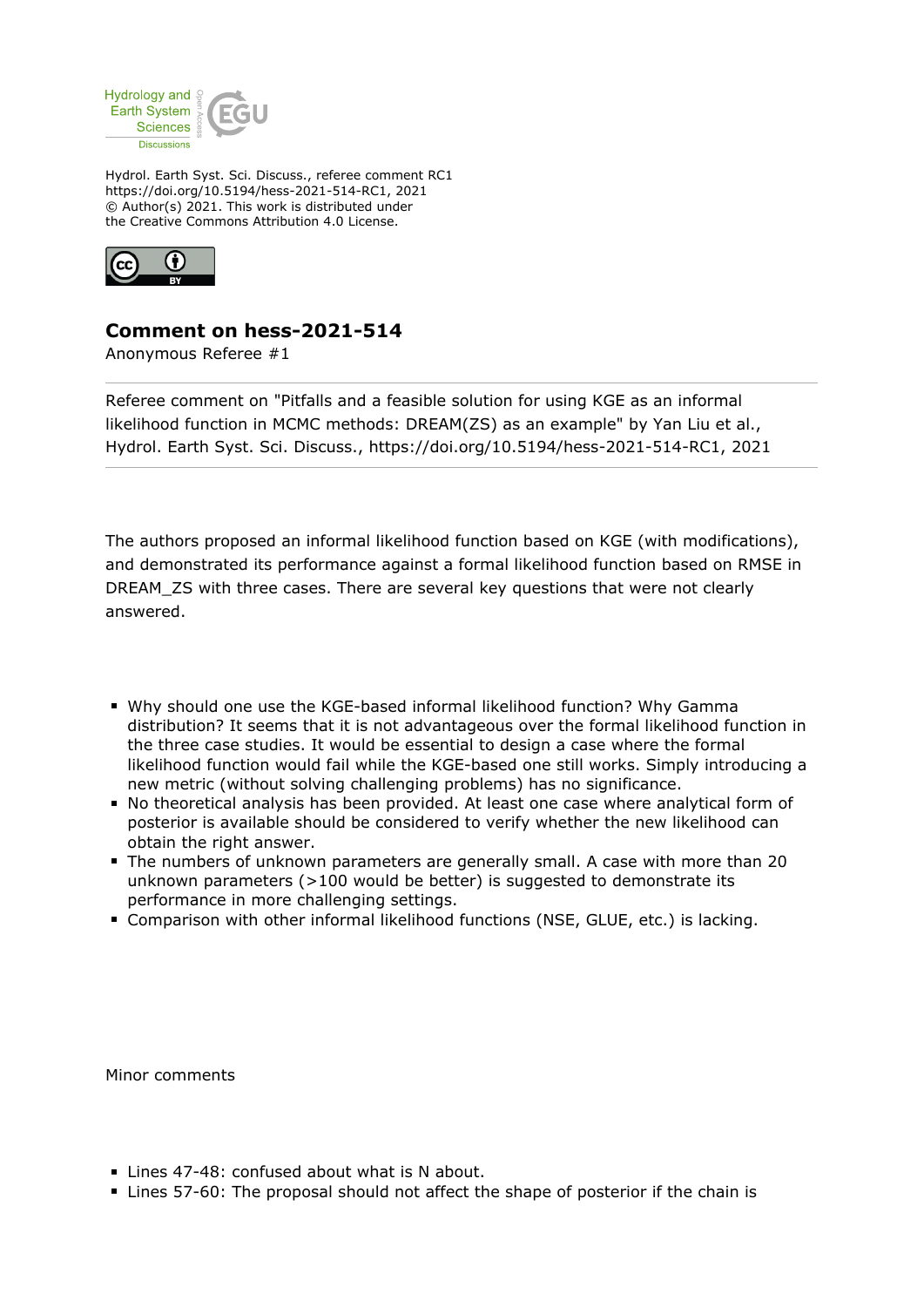Hydrol. Earth Syst. Sci. Discuss., referee comment RC1
https://doi.org/10.5194/hess-2021-514-RC1, 2021
© Author(s) 2021. This work is distributed under
the Creative Commons Attribution 4.0 License.

# Comment on hess-2021-514

Anonymous Referee #1

Referee comment on "Pitfalls and a feasible solution for using KGE as an informal likelihood function in MCMC methods: DREAM(ZS) as an example" by Yan Liu et al., Hydrol. Earth Syst. Sci. Discuss., https://doi.org/10.5194/hess-2021-514-RC1, 2021

---

The authors proposed an informal likelihood function based on KGE (with modifications), and demonstrated its performance against a formal likelihood function based on RMSE in DREAM_ZS with three cases. There are several key questions that were not clearly answered.

- Why should one use the KGE-based informal likelihood function? Why Gamma distribution? It seems that it is not advantageous over the formal likelihood function in the three case studies. It would be essential to design a case where the formal likelihood function would fail while the KGE-based one still works. Simply introducing a new metric (without solving challenging problems) has no significance.
- No theoretical analysis has been provided. At least one case where analytical form of posterior is available should be considered to verify whether the new likelihood can obtain the right answer.
- The numbers of unknown parameters are generally small. A case with more than 20 unknown parameters (>100 would be better) is suggested to demonstrate its performance in more challenging settings.
- Comparison with other informal likelihood functions (NSE, GLUE, etc.) is lacking.

Minor comments

- Lines 47-48: confused about what is N about.
- Lines 57-60: The proposal should not affect the shape of posterior if the chain is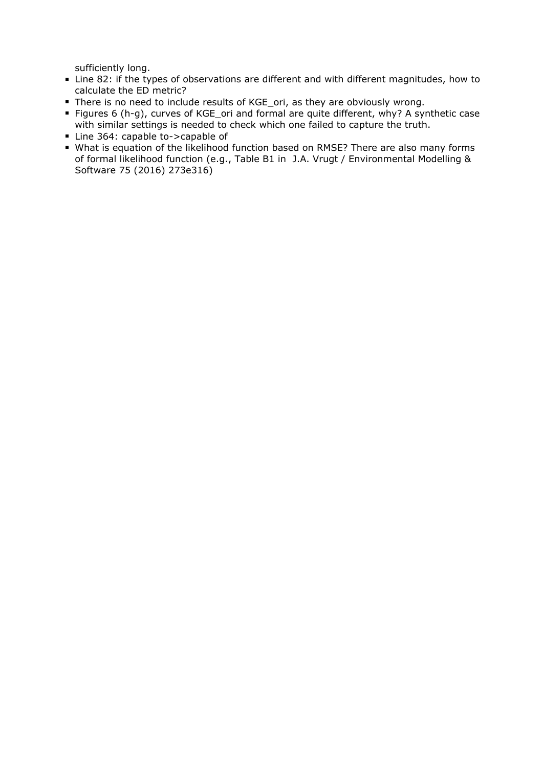sufficiently long.

- Line 82: if the types of observations are different and with different magnitudes, how to calculate the ED metric?
- There is no need to include results of KGE_ori, as they are obviously wrong.
- Figures 6 (h-g), curves of KGE_ori and formal are quite different, why? A synthetic case with similar settings is needed to check which one failed to capture the truth.
- Line 364: capable to->capable of
- What is equation of the likelihood function based on RMSE? There are also many forms of formal likelihood function (e.g., Table B1 in J.A. Vrugt / Environmental Modelling & Software 75 (2016) 273e316)